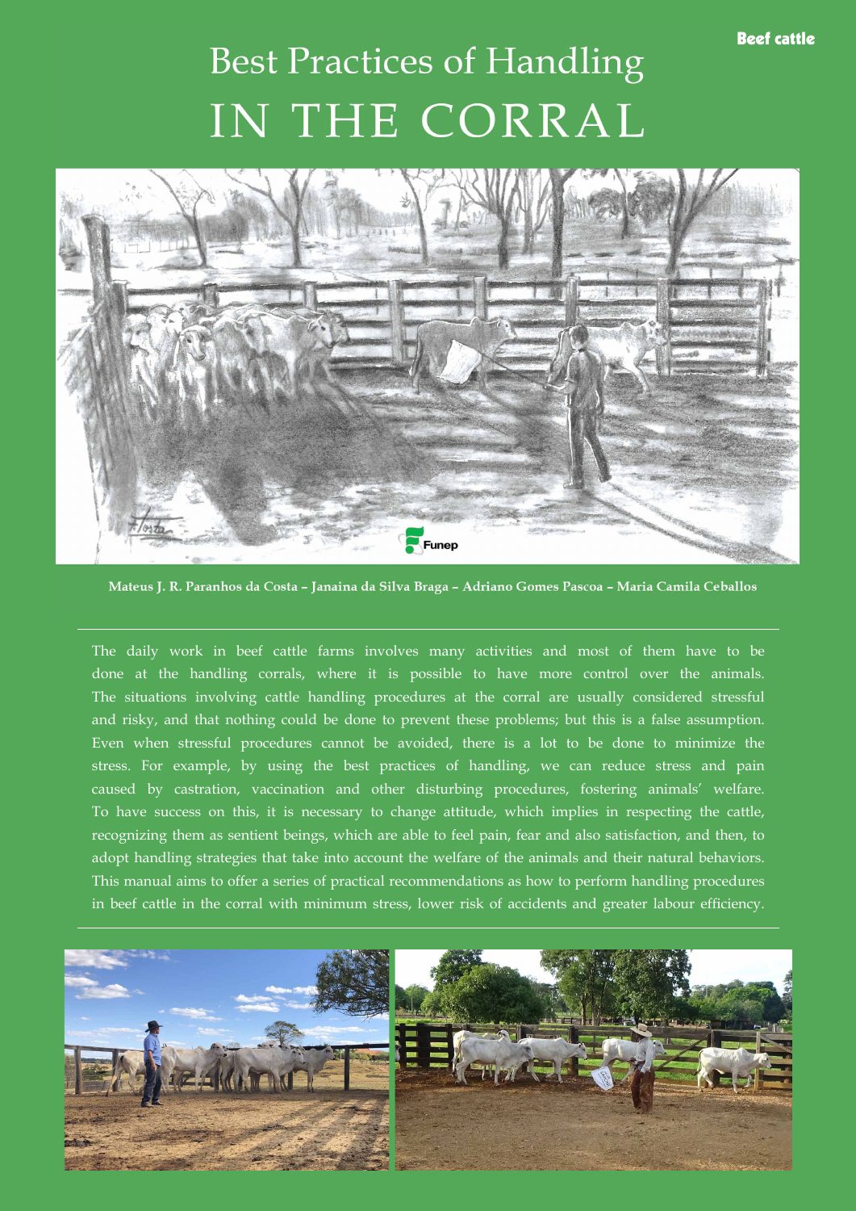Beef cattle

# Best Practices of Handling IN THE CORRAL

Funep

**Mateus J. R. Paranhos da Costa – Janaina da Silva Braga – Adriano Gomes Pascoa – Maria Camila Ceballos**

---

The daily work in beef cattle farms involves many activities and most of them have to be done at the handling corrals, where it is possible to have more control over the animals. The situations involving cattle handling procedures at the corral are usually considered stressful and risky, and that nothing could be done to prevent these problems; but this is a false assumption. Even when stressful procedures cannot be avoided, there is a lot to be done to minimize the stress. For example, by using the best practices of handling, we can reduce stress and pain caused by castration, vaccination and other disturbing procedures, fostering animals' welfare. To have success on this, it is necessary to change attitude, which implies in respecting the cattle, recognizing them as sentient beings, which are able to feel pain, fear and also satisfaction, and then, to adopt handling strategies that take into account the welfare of the animals and their natural behaviors. This manual aims to offer a series of practical recommendations as how to perform handling procedures in beef cattle in the corral with minimum stress, lower risk of accidents and greater labour efficiency.

---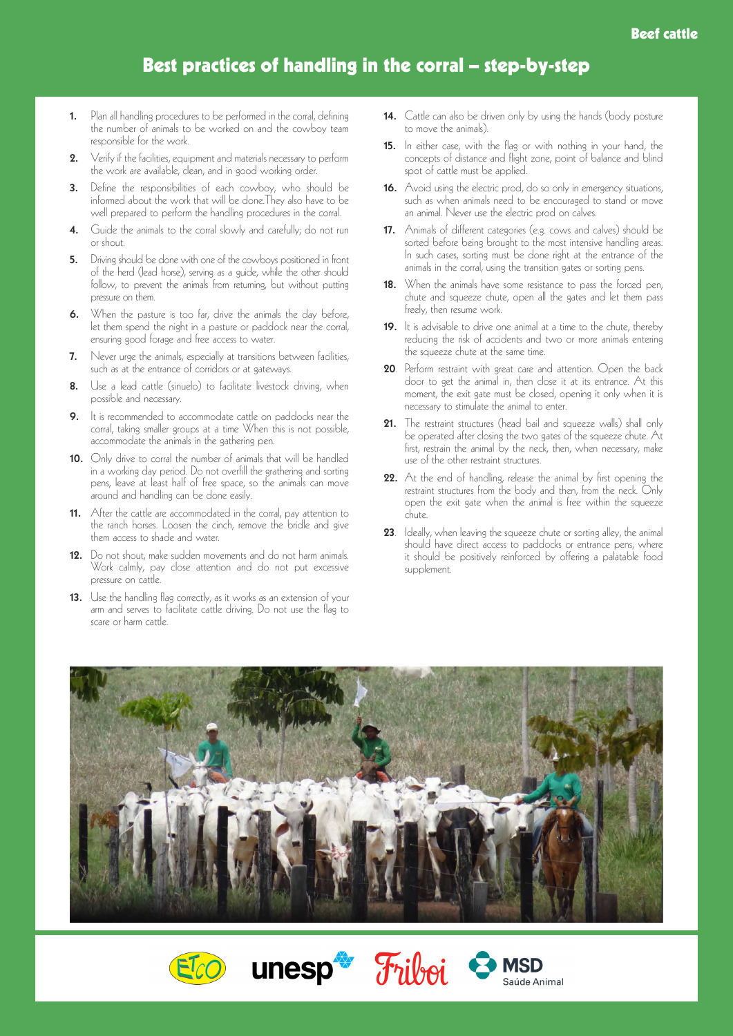# Best practices of handling in the corral – step-by-step

1. Plan all handling procedures to be performed in the corral, defining the number of animals to be worked on and the cowboy team responsible for the work.
2. Verify if the facilities, equipment and materials necessary to perform the work are available, clean, and in good working order.
3. Define the responsibilities of each cowboy, who should be informed about the work that will be done.They also have to be well prepared to perform the handling procedures in the corral.
4. Guide the animals to the corral slowly and carefully; do not run or shout.
5. Driving should be done with one of the cowboys positioned in front of the herd (lead horse), serving as a guide, while the other should follow, to prevent the animals from returning, but without putting pressure on them.
6. When the pasture is too far, drive the animals the day before, let them spend the night in a pasture or paddock near the corral, ensuring good forage and free access to water.
7. Never urge the animals, especially at transitions between facilities, such as at the entrance of corridors or at gateways.
8. Use a lead cattle (sinuelo) to facilitate livestock driving, when possible and necessary.
9. It is recommended to accommodate cattle on paddocks near the corral, taking smaller groups at a time When this is not possible, accommodate the animals in the gathering pen.
10. Only drive to corral the number of animals that will be handled in a working day period. Do not overfill the grathering and sorting pens, leave at least half of free space, so the animals can move around and handling can be done easily.
11. After the cattle are accommodated in the corral, pay attention to the ranch horses. Loosen the cinch, remove the bridle and give them access to shade and water.
12. Do not shout, make sudden movements and do not harm animals. Work calmly, pay close attention and do not put excessive pressure on cattle.
13. Use the handling flag correctly, as it works as an extension of your arm and serves to facilitate cattle driving. Do not use the flag to scare or harm cattle.
14. Cattle can also be driven only by using the hands (body posture to move the animals).
15. In either case, with the flag or with nothing in your hand, the concepts of distance and flight zone, point of balance and blind spot of cattle must be applied.
16. Avoid using the electric prod, do so only in emergency situations, such as when animals need to be encouraged to stand or move an animal. Never use the electric prod on calves.
17. Animals of different categories (e.g. cows and calves) should be sorted before being brought to the most intensive handling areas. In such cases, sorting must be done right at the entrance of the animals in the corral, using the transition gates or sorting pens.
18. When the animals have some resistance to pass the forced pen, chute and squeeze chute, open all the gates and let them pass freely, then resume work.
19. It is advisable to drive one animal at a time to the chute, thereby reducing the risk of accidents and two or more animals entering the squeeze chute at the same time.
20. Perform restraint with great care and attention. Open the back door to get the animal in, then close it at its entrance. At this moment, the exit gate must be closed, opening it only when it is necessary to stimulate the animal to enter.
21. The restraint structures (head bail and squeeze walls) shall only be operated after closing the two gates of the squeeze chute. At first, restrain the animal by the neck, then, when necessary, make use of the other restraint structures.
22. At the end of handling, release the animal by first opening the restraint structures from the body and then, from the neck. Only open the exit gate when the animal is free within the squeeze chute.
23. Ideally, when leaving the squeeze chute or sorting alley, the animal should have direct access to paddocks or entrance pens, where it should be positively reinforced by offering a palatable food supplement.